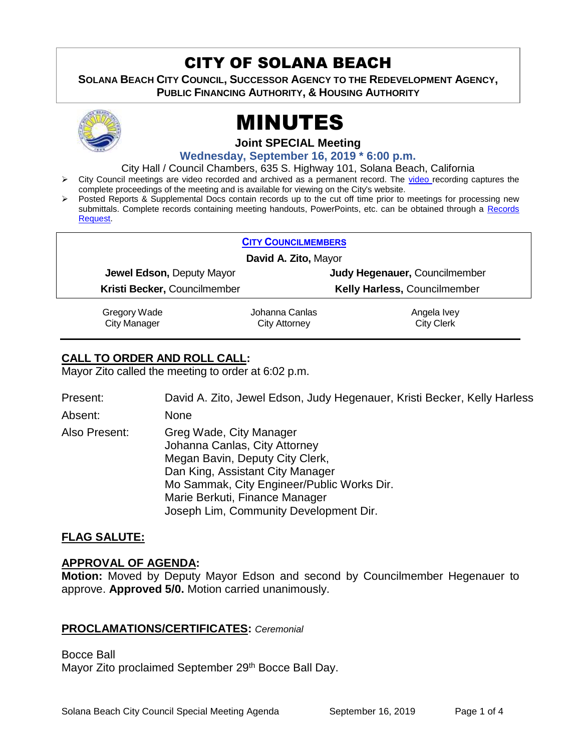# CITY OF SOLANA BEACH

**SOLANA BEACH CITY COUNCIL, SUCCESSOR AGENCY TO THE REDEVELOPMENT AGENCY, PUBLIC FINANCING AUTHORITY, & HOUSING AUTHORITY**

# MINUTES

**Joint SPECIAL Meeting**

**Wednesday, September 16, 2019 * 6:00 p.m.**

City Hall / Council Chambers, 635 S. Highway 101, Solana Beach, California

- City Council meetings are video recorded and archived as a permanent record. The video recording captures the complete proceedings of the meeting and is available for viewing on the City's website.
- Posted Reports & Supplemental Docs contain records up to the cut off time prior to meetings for processing new submittals. Complete records containing meeting handouts, PowerPoints, etc. can be obtained through a Records Request.

**CITY COUNCILMEMBERS**

**David A. Zito,** Mayor

| | |
|---|---|
| **Jewel Edson,** Deputy Mayor | **Judy Hegenauer,** Councilmember |
| **Kristi Becker,** Councilmember | **Kelly Harless,** Councilmember |

| | | |
|---|---|---|
| Gregory Wade<br>City Manager | Johanna Canlas<br>City Attorney | Angela Ivey<br>City Clerk |

## CALL TO ORDER AND ROLL CALL:

Mayor Zito called the meeting to order at 6:02 p.m.

Present: David A. Zito, Jewel Edson, Judy Hegenauer, Kristi Becker, Kelly Harless

Absent: None

Also Present: Greg Wade, City Manager
Johanna Canlas, City Attorney
Megan Bavin, Deputy City Clerk,
Dan King, Assistant City Manager
Mo Sammak, City Engineer/Public Works Dir.
Marie Berkuti, Finance Manager
Joseph Lim, Community Development Dir.

## FLAG SALUTE:

## APPROVAL OF AGENDA:

**Motion:** Moved by Deputy Mayor Edson and second by Councilmember Hegenauer to approve. **Approved 5/0.** Motion carried unanimously.

## PROCLAMATIONS/CERTIFICATES: *Ceremonial*

Bocce Ball

Mayor Zito proclaimed September 29th Bocce Ball Day.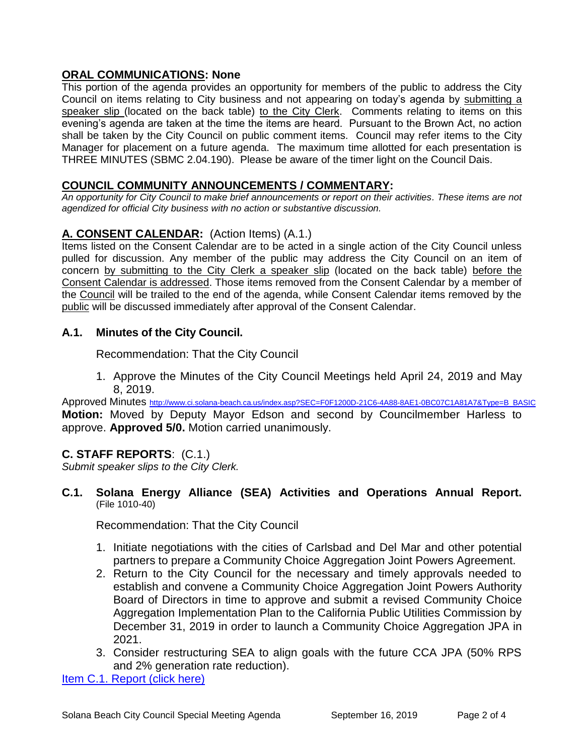## **ORAL COMMUNICATIONS: None**

This portion of the agenda provides an opportunity for members of the public to address the City Council on items relating to City business and not appearing on today's agenda by submitting a speaker slip (located on the back table) to the City Clerk. Comments relating to items on this evening's agenda are taken at the time the items are heard. Pursuant to the Brown Act, no action shall be taken by the City Council on public comment items. Council may refer items to the City Manager for placement on a future agenda. The maximum time allotted for each presentation is THREE MINUTES (SBMC 2.04.190). Please be aware of the timer light on the Council Dais.

## **COUNCIL COMMUNITY ANNOUNCEMENTS / COMMENTARY:**

*An opportunity for City Council to make brief announcements or report on their activities. These items are not agendized for official City business with no action or substantive discussion.*

## **A. CONSENT CALENDAR:** (Action Items) (A.1.)

Items listed on the Consent Calendar are to be acted in a single action of the City Council unless pulled for discussion. Any member of the public may address the City Council on an item of concern by submitting to the City Clerk a speaker slip (located on the back table) before the Consent Calendar is addressed. Those items removed from the Consent Calendar by a member of the Council will be trailed to the end of the agenda, while Consent Calendar items removed by the public will be discussed immediately after approval of the Consent Calendar.

### **A.1. Minutes of the City Council.**

Recommendation: That the City Council

1. Approve the Minutes of the City Council Meetings held April 24, 2019 and May 8, 2019.

Approved Minutes http://www.ci.solana-beach.ca.us/index.asp?SEC=F0F1200D-21C6-4A88-8AE1-0BC07C1A81A7&Type=B_BASIC

**Motion:** Moved by Deputy Mayor Edson and second by Councilmember Harless to approve. **Approved 5/0.** Motion carried unanimously.

## **C. STAFF REPORTS**: (C.1.)

*Submit speaker slips to the City Clerk.*

### **C.1. Solana Energy Alliance (SEA) Activities and Operations Annual Report.** (File 1010-40)

Recommendation: That the City Council

1. Initiate negotiations with the cities of Carlsbad and Del Mar and other potential partners to prepare a Community Choice Aggregation Joint Powers Agreement.
2. Return to the City Council for the necessary and timely approvals needed to establish and convene a Community Choice Aggregation Joint Powers Authority Board of Directors in time to approve and submit a revised Community Choice Aggregation Implementation Plan to the California Public Utilities Commission by December 31, 2019 in order to launch a Community Choice Aggregation JPA in 2021.
3. Consider restructuring SEA to align goals with the future CCA JPA (50% RPS and 2% generation rate reduction).

Item C.1. Report (click here)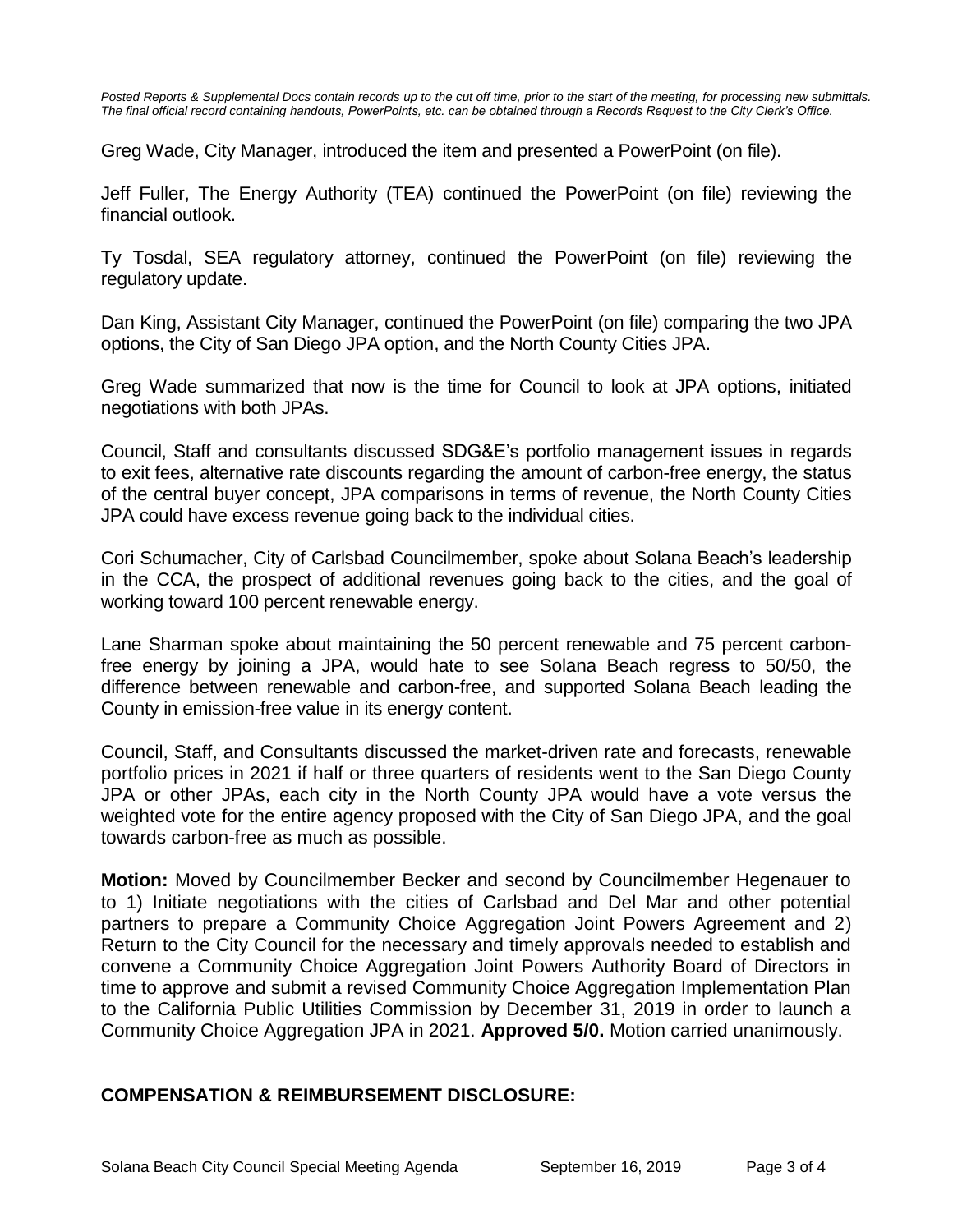*Posted Reports & Supplemental Docs contain records up to the cut off time, prior to the start of the meeting, for processing new submittals. The final official record containing handouts, PowerPoints, etc. can be obtained through a Records Request to the City Clerk's Office.*

Greg Wade, City Manager, introduced the item and presented a PowerPoint (on file).

Jeff Fuller, The Energy Authority (TEA) continued the PowerPoint (on file) reviewing the financial outlook.

Ty Tosdal, SEA regulatory attorney, continued the PowerPoint (on file) reviewing the regulatory update.

Dan King, Assistant City Manager, continued the PowerPoint (on file) comparing the two JPA options, the City of San Diego JPA option, and the North County Cities JPA.

Greg Wade summarized that now is the time for Council to look at JPA options, initiated negotiations with both JPAs.

Council, Staff and consultants discussed SDG&E's portfolio management issues in regards to exit fees, alternative rate discounts regarding the amount of carbon-free energy, the status of the central buyer concept, JPA comparisons in terms of revenue, the North County Cities JPA could have excess revenue going back to the individual cities.

Cori Schumacher, City of Carlsbad Councilmember, spoke about Solana Beach's leadership in the CCA, the prospect of additional revenues going back to the cities, and the goal of working toward 100 percent renewable energy.

Lane Sharman spoke about maintaining the 50 percent renewable and 75 percent carbon-free energy by joining a JPA, would hate to see Solana Beach regress to 50/50, the difference between renewable and carbon-free, and supported Solana Beach leading the County in emission-free value in its energy content.

Council, Staff, and Consultants discussed the market-driven rate and forecasts, renewable portfolio prices in 2021 if half or three quarters of residents went to the San Diego County JPA or other JPAs, each city in the North County JPA would have a vote versus the weighted vote for the entire agency proposed with the City of San Diego JPA, and the goal towards carbon-free as much as possible.

**Motion:** Moved by Councilmember Becker and second by Councilmember Hegenauer to to 1) Initiate negotiations with the cities of Carlsbad and Del Mar and other potential partners to prepare a Community Choice Aggregation Joint Powers Agreement and 2) Return to the City Council for the necessary and timely approvals needed to establish and convene a Community Choice Aggregation Joint Powers Authority Board of Directors in time to approve and submit a revised Community Choice Aggregation Implementation Plan to the California Public Utilities Commission by December 31, 2019 in order to launch a Community Choice Aggregation JPA in 2021. **Approved 5/0.** Motion carried unanimously.

## COMPENSATION & REIMBURSEMENT DISCLOSURE: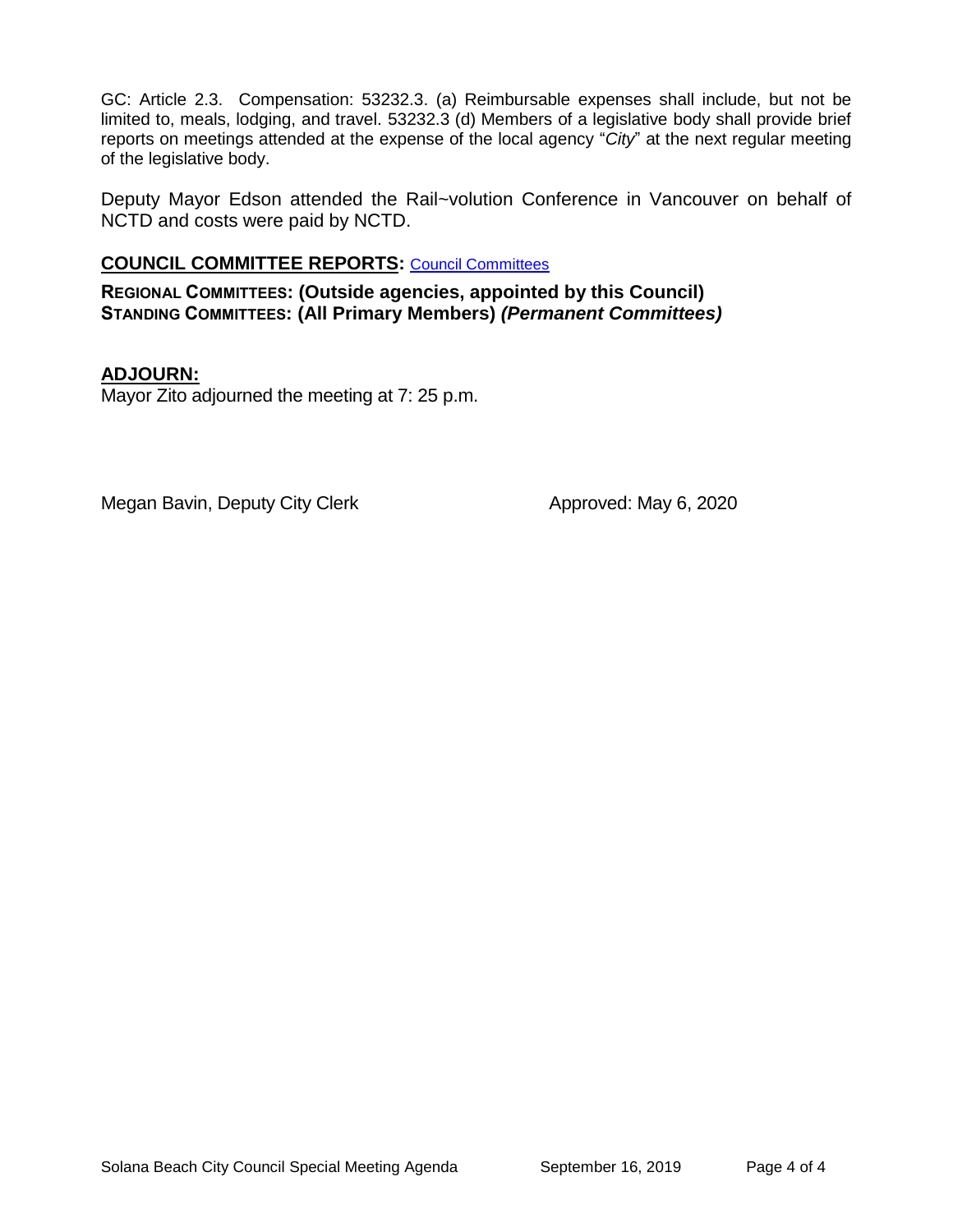GC: Article 2.3. Compensation: 53232.3. (a) Reimbursable expenses shall include, but not be limited to, meals, lodging, and travel. 53232.3 (d) Members of a legislative body shall provide brief reports on meetings attended at the expense of the local agency "*City*" at the next regular meeting of the legislative body.

Deputy Mayor Edson attended the Rail~volution Conference in Vancouver on behalf of NCTD and costs were paid by NCTD.

## COUNCIL COMMITTEE REPORTS: Council Committees

**REGIONAL COMMITTEES: (Outside agencies, appointed by this Council)**
**STANDING COMMITTEES: (All Primary Members)** ***(Permanent Committees)***

## ADJOURN:

Mayor Zito adjourned the meeting at 7: 25 p.m.

Megan Bavin, Deputy City Clerk                Approved: May 6, 2020